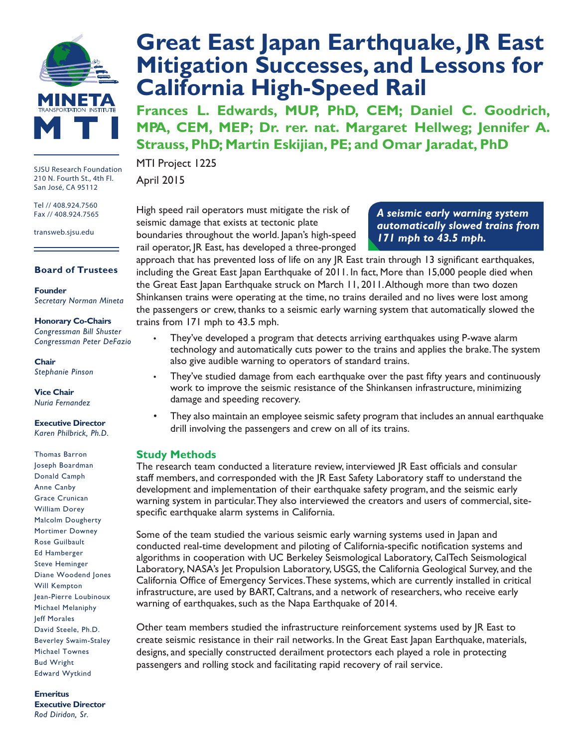# Great East Japan Earthquake, JR East Mitigation Successes, and Lessons for California High-Speed Rail

**Frances L. Edwards, MUP, PhD, CEM; Daniel C. Goodrich, MPA, CEM, MEP; Dr. rer. nat. Margaret Hellweg; Jennifer A. Strauss, PhD; Martin Eskijian, PE; and Omar Jaradat, PhD**

MTI Project 1225

April 2015

MINETA TRANSPORTATION INSTITUTE

MTI

SJSU Research Foundation
210 N. Fourth St., 4th Fl.
San José, CA 95112

Tel // 408.924.7560
Fax // 408.924.7565

transweb.sjsu.edu

**Board of Trustees**

**Founder**
*Secretary Norman Mineta*

**Honorary Co-Chairs**
*Congressman Bill Shuster*
*Congressman Peter DeFazio*

**Chair**
*Stephanie Pinson*

**Vice Chair**
*Nuria Fernandez*

**Executive Director**
*Karen Philbrick, Ph.D.*

Thomas Barron
Joseph Boardman
Donald Camph
Anne Canby
Grace Crunican
William Dorey
Malcolm Dougherty
Mortimer Downey
Rose Guilbault
Ed Hamberger
Steve Heminger
Diane Woodend Jones
Will Kempton
Jean-Pierre Loubinoux
Michael Melaniphy
Jeff Morales
David Steele, Ph.D.
Beverley Swaim-Staley
Michael Townes
Bud Wright
Edward Wytkind

**Emeritus Executive Director**
*Rod Diridon, Sr.*

***A seismic early warning system automatically slowed trains from 171 mph to 43.5 mph.***

High speed rail operators must mitigate the risk of seismic damage that exists at tectonic plate boundaries throughout the world. Japan's high-speed rail operator, JR East, has developed a three-pronged approach that has prevented loss of life on any JR East train through 13 significant earthquakes, including the Great East Japan Earthquake of 2011. In fact, More than 15,000 people died when the Great East Japan Earthquake struck on March 11, 2011. Although more than two dozen Shinkansen trains were operating at the time, no trains derailed and no lives were lost among the passengers or crew, thanks to a seismic early warning system that automatically slowed the trains from 171 mph to 43.5 mph.

- They've developed a program that detects arriving earthquakes using P-wave alarm technology and automatically cuts power to the trains and applies the brake. The system also give audible warning to operators of standard trains.
- They've studied damage from each earthquake over the past fifty years and continuously work to improve the seismic resistance of the Shinkansen infrastructure, minimizing damage and speeding recovery.
- They also maintain an employee seismic safety program that includes an annual earthquake drill involving the passengers and crew on all of its trains.

## Study Methods

The research team conducted a literature review, interviewed JR East officials and consular staff members, and corresponded with the JR East Safety Laboratory staff to understand the development and implementation of their earthquake safety program, and the seismic early warning system in particular. They also interviewed the creators and users of commercial, site-specific earthquake alarm systems in California.

Some of the team studied the various seismic early warning systems used in Japan and conducted real-time development and piloting of California-specific notification systems and algorithms in cooperation with UC Berkeley Seismological Laboratory, CalTech Seismological Laboratory, NASA's Jet Propulsion Laboratory, USGS, the California Geological Survey, and the California Office of Emergency Services. These systems, which are currently installed in critical infrastructure, are used by BART, Caltrans, and a network of researchers, who receive early warning of earthquakes, such as the Napa Earthquake of 2014.

Other team members studied the infrastructure reinforcement systems used by JR East to create seismic resistance in their rail networks. In the Great East Japan Earthquake, materials, designs, and specially constructed derailment protectors each played a role in protecting passengers and rolling stock and facilitating rapid recovery of rail service.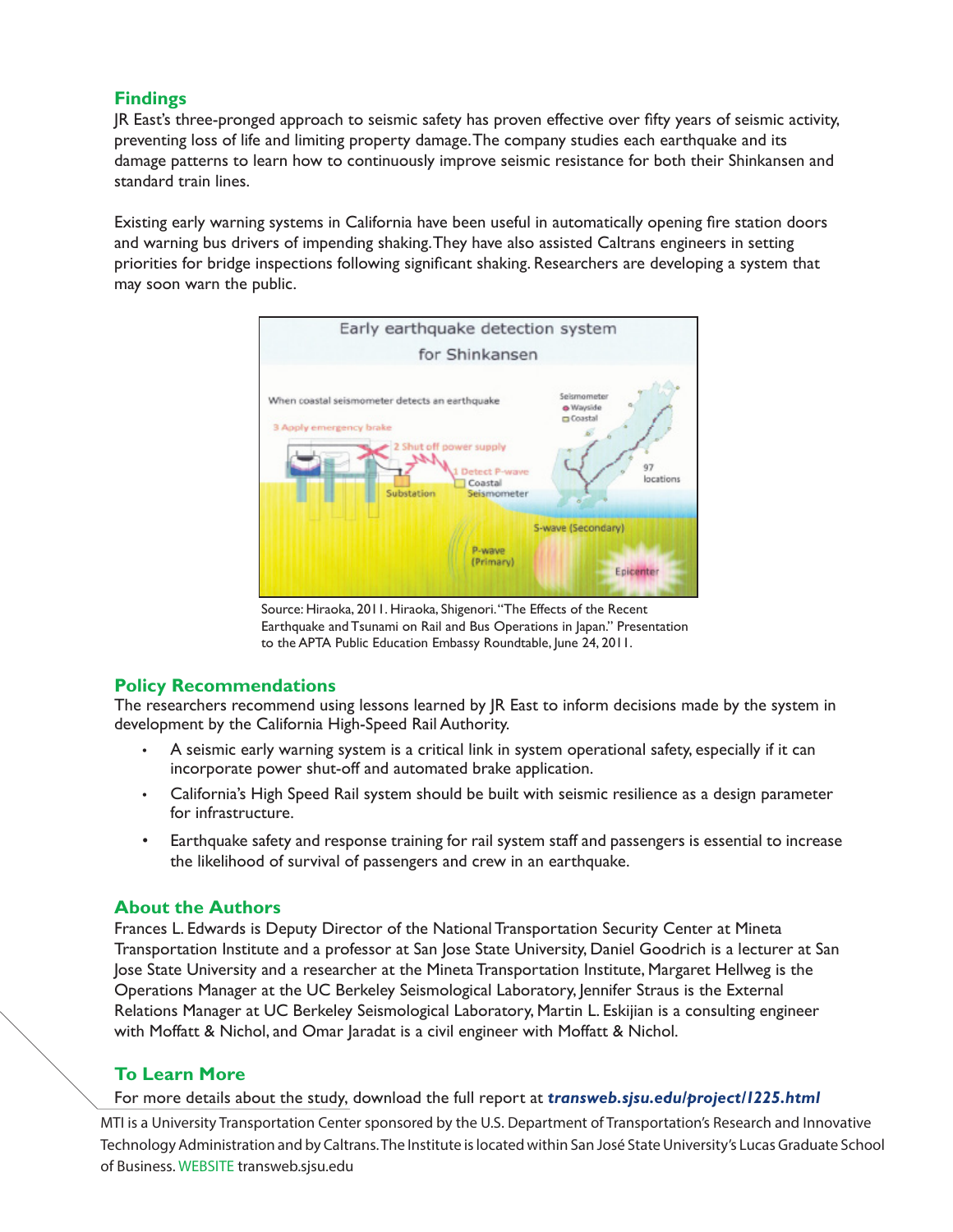## Findings

JR East's three-pronged approach to seismic safety has proven effective over fifty years of seismic activity, preventing loss of life and limiting property damage. The company studies each earthquake and its damage patterns to learn how to continuously improve seismic resistance for both their Shinkansen and standard train lines.

Existing early warning systems in California have been useful in automatically opening fire station doors and warning bus drivers of impending shaking. They have also assisted Caltrans engineers in setting priorities for bridge inspections following significant shaking. Researchers are developing a system that may soon warn the public.

Early earthquake detection system
for Shinkansen

When coastal seismometer detects an earthquake
3 Apply emergency brake
2 Shut off power supply
1 Detect P-wave
Substation
Coastal Seismometer
Seismometer
Wayside
Coastal
97 locations
S-wave (Secondary)
P-wave (Primary)
Epicenter

Source: Hiraoka, 2011. Hiraoka, Shigenori. "The Effects of the Recent Earthquake and Tsunami on Rail and Bus Operations in Japan." Presentation to the APTA Public Education Embassy Roundtable, June 24, 2011.

## Policy Recommendations

The researchers recommend using lessons learned by JR East to inform decisions made by the system in development by the California High-Speed Rail Authority.

- A seismic early warning system is a critical link in system operational safety, especially if it can incorporate power shut-off and automated brake application.
- California's High Speed Rail system should be built with seismic resilience as a design parameter for infrastructure.
- Earthquake safety and response training for rail system staff and passengers is essential to increase the likelihood of survival of passengers and crew in an earthquake.

## About the Authors

Frances L. Edwards is Deputy Director of the National Transportation Security Center at Mineta Transportation Institute and a professor at San Jose State University, Daniel Goodrich is a lecturer at San Jose State University and a researcher at the Mineta Transportation Institute, Margaret Hellweg is the Operations Manager at the UC Berkeley Seismological Laboratory, Jennifer Straus is the External Relations Manager at UC Berkeley Seismological Laboratory, Martin L. Eskijian is a consulting engineer with Moffatt & Nichol, and Omar Jaradat is a civil engineer with Moffatt & Nichol.

## To Learn More

For more details about the study, download the full report at ***transweb.sjsu.edu/project/1225.html***

MTI is a University Transportation Center sponsored by the U.S. Department of Transportation's Research and Innovative Technology Administration and by Caltrans. The Institute is located within San José State University's Lucas Graduate School of Business. WEBSITE transweb.sjsu.edu